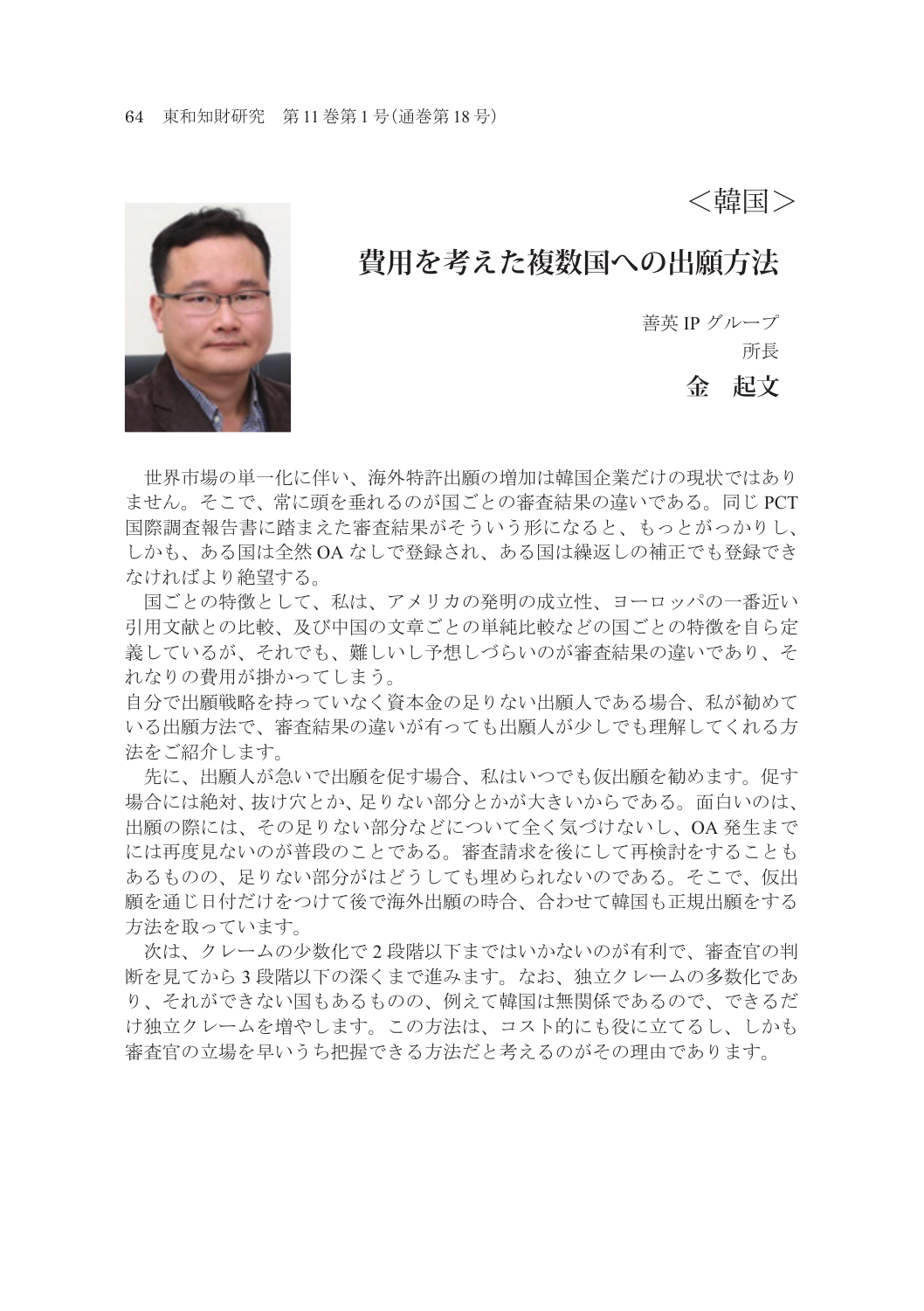＜韓国＞

# 費用を考えた複数国への出願方法

善英 IP グループ
所長
**金　起文**

世界市場の単一化に伴い、海外特許出願の増加は韓国企業だけの現状ではありません。そこで、常に頭を垂れるのが国ごとの審査結果の違いである。同じ PCT 国際調査報告書に踏まえた審査結果がそういう形になると、もっとがっかりし、しかも、ある国は全然 OA なしで登録され、ある国は繰返しの補正でも登録できなければより絶望する。

国ごとの特徴として、私は、アメリカの発明の成立性、ヨーロッパの一番近い引用文献との比較、及び中国の文章ごとの単純比較などの国ごとの特徴を自ら定義しているが、それでも、難しいし予想しづらいのが審査結果の違いであり、それなりの費用が掛かってしまう。

自分で出願戦略を持っていなく資本金の足りない出願人である場合、私が勧めている出願方法で、審査結果の違いが有っても出願人が少しでも理解してくれる方法をご紹介します。

先に、出願人が急いで出願を促す場合、私はいつでも仮出願を勧めます。促す場合には絶対、抜け穴とか、足りない部分とかが大きいからである。面白いのは、出願の際には、その足りない部分などについて全く気づけないし、OA 発生までには再度見ないのが普段のことである。審査請求を後にして再検討をすることもあるものの、足りない部分がはどうしても埋められないのである。そこで、仮出願を通じ日付だけをつけて後で海外出願の時合、合わせて韓国も正規出願をする方法を取っています。

次は、クレームの少数化で 2 段階以下まではいかないのが有利で、審査官の判断を見てから 3 段階以下の深くまで進みます。なお、独立クレームの多数化であり、それができない国もあるものの、例えて韓国は無関係であるので、できるだけ独立クレームを増やします。この方法は、コスト的にも役に立てるし、しかも審査官の立場を早いうち把握できる方法だと考えるのがその理由であります。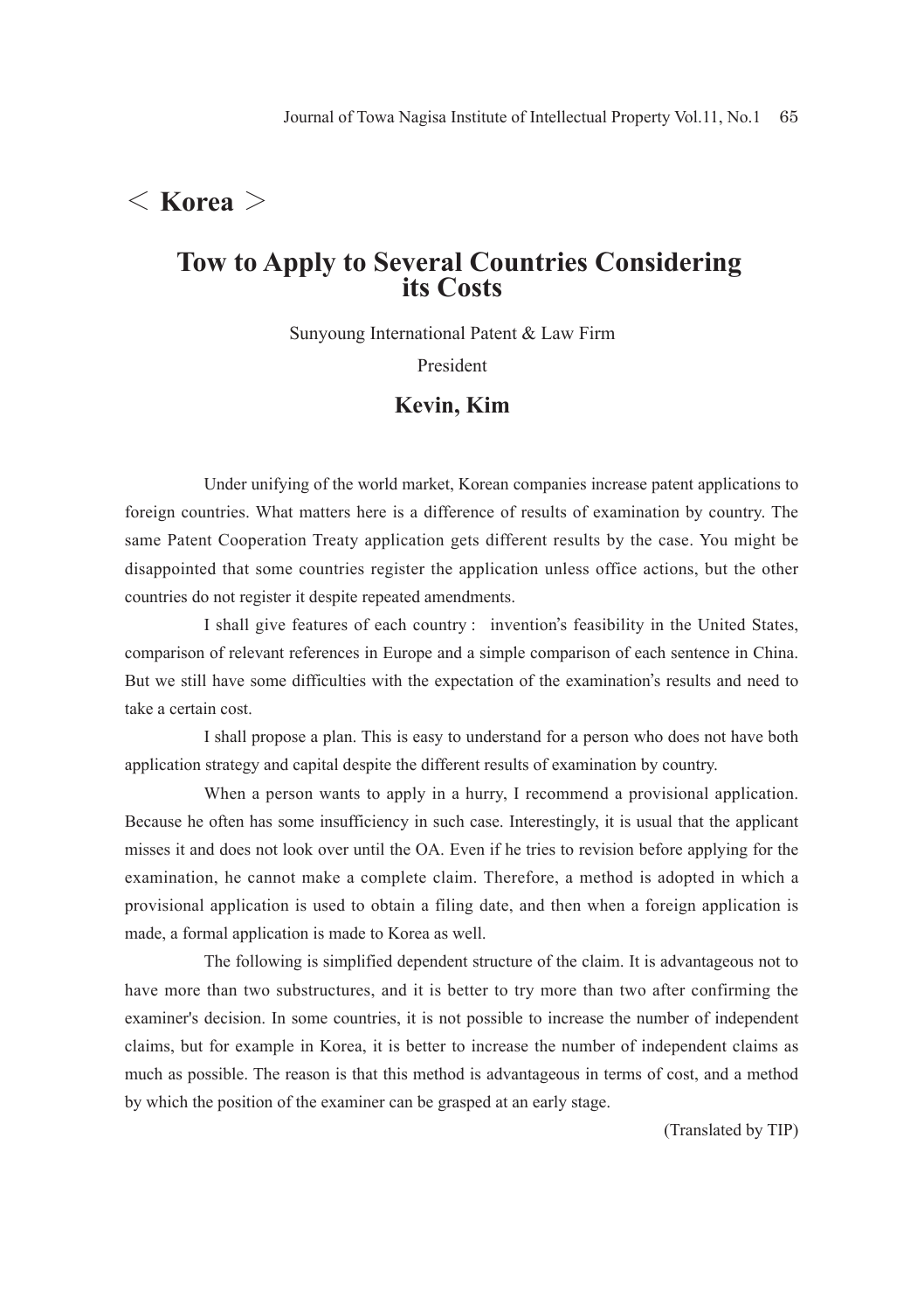## < Korea >

# Tow to Apply to Several Countries Considering its Costs

Sunyoung International Patent & Law Firm

President

**Kevin, Kim**

Under unifying of the world market, Korean companies increase patent applications to foreign countries. What matters here is a difference of results of examination by country. The same Patent Cooperation Treaty application gets different results by the case. You might be disappointed that some countries register the application unless office actions, but the other countries do not register it despite repeated amendments.

I shall give features of each country : invention's feasibility in the United States, comparison of relevant references in Europe and a simple comparison of each sentence in China. But we still have some difficulties with the expectation of the examination's results and need to take a certain cost.

I shall propose a plan. This is easy to understand for a person who does not have both application strategy and capital despite the different results of examination by country.

When a person wants to apply in a hurry, I recommend a provisional application. Because he often has some insufficiency in such case. Interestingly, it is usual that the applicant misses it and does not look over until the OA. Even if he tries to revision before applying for the examination, he cannot make a complete claim. Therefore, a method is adopted in which a provisional application is used to obtain a filing date, and then when a foreign application is made, a formal application is made to Korea as well.

The following is simplified dependent structure of the claim. It is advantageous not to have more than two substructures, and it is better to try more than two after confirming the examiner's decision. In some countries, it is not possible to increase the number of independent claims, but for example in Korea, it is better to increase the number of independent claims as much as possible. The reason is that this method is advantageous in terms of cost, and a method by which the position of the examiner can be grasped at an early stage.

(Translated by TIP)